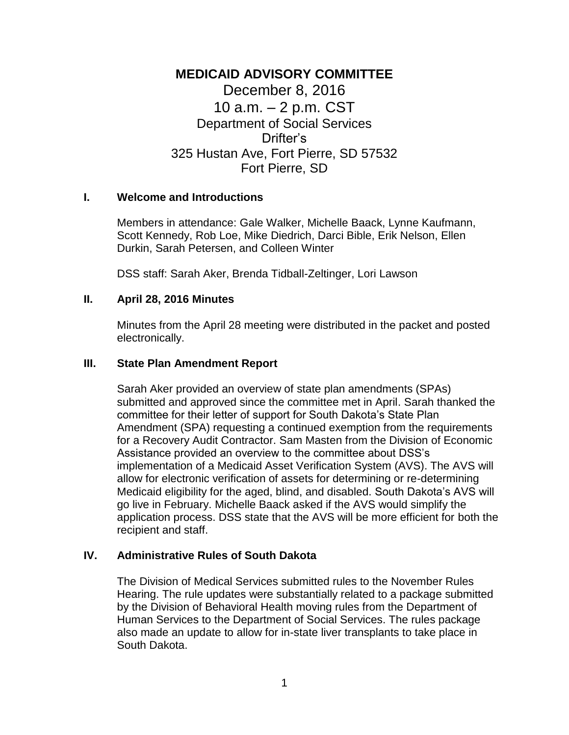# MEDICAID ADVISORY COMMITTEE

December 8, 2016
10 a.m. – 2 p.m. CST
Department of Social Services
Drifter's
325 Hustan Ave, Fort Pierre, SD 57532
Fort Pierre, SD

## I. Welcome and Introductions

Members in attendance: Gale Walker, Michelle Baack, Lynne Kaufmann, Scott Kennedy, Rob Loe, Mike Diedrich, Darci Bible, Erik Nelson, Ellen Durkin, Sarah Petersen, and Colleen Winter

DSS staff: Sarah Aker, Brenda Tidball-Zeltinger, Lori Lawson

## II. April 28, 2016 Minutes

Minutes from the April 28 meeting were distributed in the packet and posted electronically.

## III. State Plan Amendment Report

Sarah Aker provided an overview of state plan amendments (SPAs) submitted and approved since the committee met in April. Sarah thanked the committee for their letter of support for South Dakota's State Plan Amendment (SPA) requesting a continued exemption from the requirements for a Recovery Audit Contractor. Sam Masten from the Division of Economic Assistance provided an overview to the committee about DSS's implementation of a Medicaid Asset Verification System (AVS). The AVS will allow for electronic verification of assets for determining or re-determining Medicaid eligibility for the aged, blind, and disabled. South Dakota's AVS will go live in February. Michelle Baack asked if the AVS would simplify the application process. DSS state that the AVS will be more efficient for both the recipient and staff.

## IV. Administrative Rules of South Dakota

The Division of Medical Services submitted rules to the November Rules Hearing. The rule updates were substantially related to a package submitted by the Division of Behavioral Health moving rules from the Department of Human Services to the Department of Social Services. The rules package also made an update to allow for in-state liver transplants to take place in South Dakota.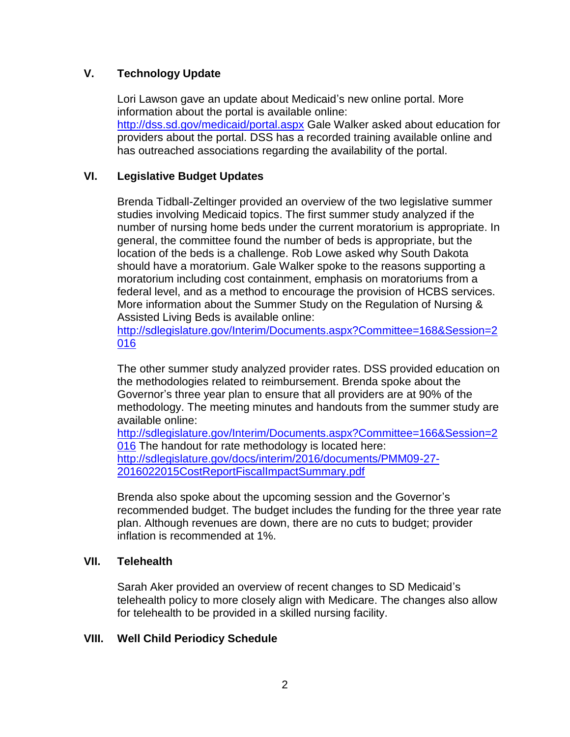## V. Technology Update

Lori Lawson gave an update about Medicaid's new online portal. More information about the portal is available online: http://dss.sd.gov/medicaid/portal.aspx Gale Walker asked about education for providers about the portal. DSS has a recorded training available online and has outreached associations regarding the availability of the portal.

## VI. Legislative Budget Updates

Brenda Tidball-Zeltinger provided an overview of the two legislative summer studies involving Medicaid topics. The first summer study analyzed if the number of nursing home beds under the current moratorium is appropriate. In general, the committee found the number of beds is appropriate, but the location of the beds is a challenge. Rob Lowe asked why South Dakota should have a moratorium. Gale Walker spoke to the reasons supporting a moratorium including cost containment, emphasis on moratoriums from a federal level, and as a method to encourage the provision of HCBS services. More information about the Summer Study on the Regulation of Nursing & Assisted Living Beds is available online: http://sdlegislature.gov/Interim/Documents.aspx?Committee=168&Session=2016

The other summer study analyzed provider rates. DSS provided education on the methodologies related to reimbursement. Brenda spoke about the Governor's three year plan to ensure that all providers are at 90% of the methodology. The meeting minutes and handouts from the summer study are available online: http://sdlegislature.gov/Interim/Documents.aspx?Committee=166&Session=2016 The handout for rate methodology is located here: http://sdlegislature.gov/docs/interim/2016/documents/PMM09-27-2016022015CostReportFiscalImpactSummary.pdf

Brenda also spoke about the upcoming session and the Governor's recommended budget. The budget includes the funding for the three year rate plan. Although revenues are down, there are no cuts to budget; provider inflation is recommended at 1%.

## VII. Telehealth

Sarah Aker provided an overview of recent changes to SD Medicaid's telehealth policy to more closely align with Medicare. The changes also allow for telehealth to be provided in a skilled nursing facility.

## VIII. Well Child Periodicy Schedule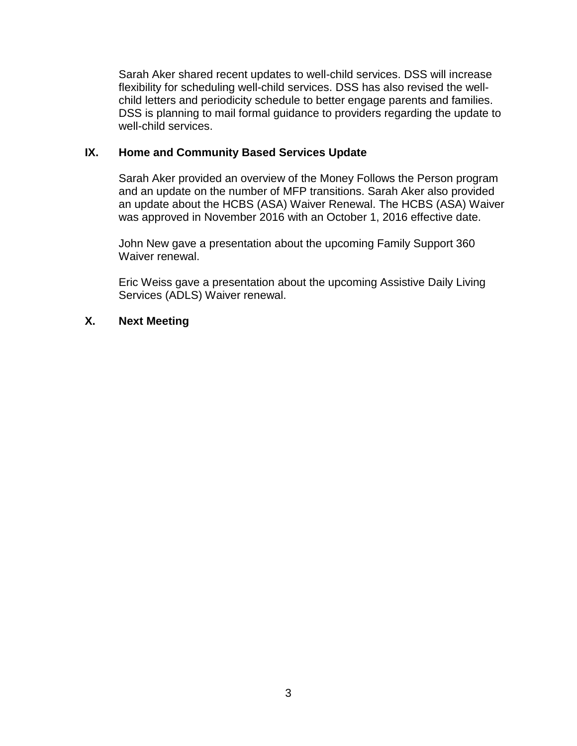Sarah Aker shared recent updates to well-child services. DSS will increase flexibility for scheduling well-child services. DSS has also revised the well-child letters and periodicity schedule to better engage parents and families. DSS is planning to mail formal guidance to providers regarding the update to well-child services.

## IX. Home and Community Based Services Update

Sarah Aker provided an overview of the Money Follows the Person program and an update on the number of MFP transitions. Sarah Aker also provided an update about the HCBS (ASA) Waiver Renewal. The HCBS (ASA) Waiver was approved in November 2016 with an October 1, 2016 effective date.

John New gave a presentation about the upcoming Family Support 360 Waiver renewal.

Eric Weiss gave a presentation about the upcoming Assistive Daily Living Services (ADLS) Waiver renewal.

## X. Next Meeting